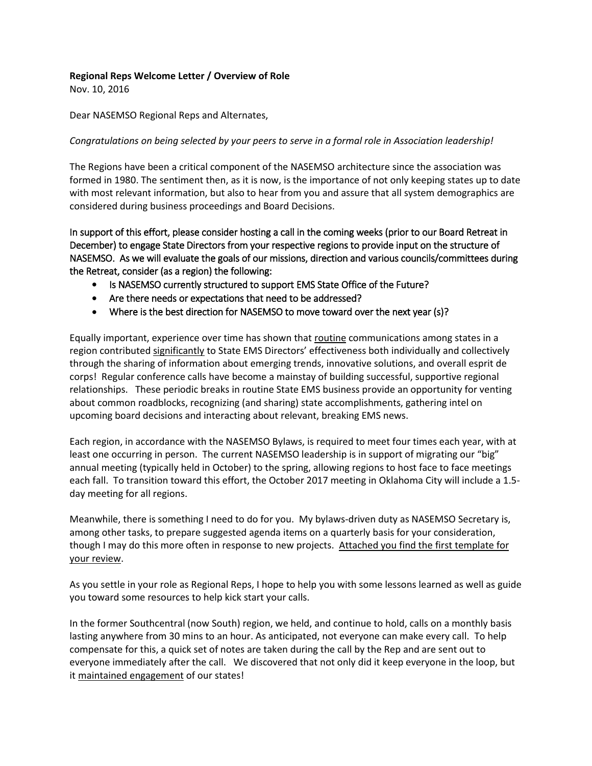**Regional Reps Welcome Letter / Overview of Role**

Nov. 10, 2016

Dear NASEMSO Regional Reps and Alternates,

*Congratulations on being selected by your peers to serve in a formal role in Association leadership!*

The Regions have been a critical component of the NASEMSO architecture since the association was formed in 1980. The sentiment then, as it is now, is the importance of not only keeping states up to date with most relevant information, but also to hear from you and assure that all system demographics are considered during business proceedings and Board Decisions.

In support of this effort, please consider hosting a call in the coming weeks (prior to our Board Retreat in December) to engage State Directors from your respective regions to provide input on the structure of NASEMSO. As we will evaluate the goals of our missions, direction and various councils/committees during the Retreat, consider (as a region) the following:

- Is NASEMSO currently structured to support EMS State Office of the Future?
- Are there needs or expectations that need to be addressed?
- Where is the best direction for NASEMSO to move toward over the next year (s)?

Equally important, experience over time has shown that <u>routine</u> communications among states in a region contributed <u>significantly</u> to State EMS Directors' effectiveness both individually and collectively through the sharing of information about emerging trends, innovative solutions, and overall esprit de corps! Regular conference calls have become a mainstay of building successful, supportive regional relationships. These periodic breaks in routine State EMS business provide an opportunity for venting about common roadblocks, recognizing (and sharing) state accomplishments, gathering intel on upcoming board decisions and interacting about relevant, breaking EMS news.

Each region, in accordance with the NASEMSO Bylaws, is required to meet four times each year, with at least one occurring in person. The current NASEMSO leadership is in support of migrating our "big" annual meeting (typically held in October) to the spring, allowing regions to host face to face meetings each fall. To transition toward this effort, the October 2017 meeting in Oklahoma City will include a 1.5-day meeting for all regions.

Meanwhile, there is something I need to do for you. My bylaws-driven duty as NASEMSO Secretary is, among other tasks, to prepare suggested agenda items on a quarterly basis for your consideration, though I may do this more often in response to new projects. <u>Attached you find the first template for your review</u>.

As you settle in your role as Regional Reps, I hope to help you with some lessons learned as well as guide you toward some resources to help kick start your calls.

In the former Southcentral (now South) region, we held, and continue to hold, calls on a monthly basis lasting anywhere from 30 mins to an hour. As anticipated, not everyone can make every call. To help compensate for this, a quick set of notes are taken during the call by the Rep and are sent out to everyone immediately after the call. We discovered that not only did it keep everyone in the loop, but it <u>maintained engagement</u> of our states!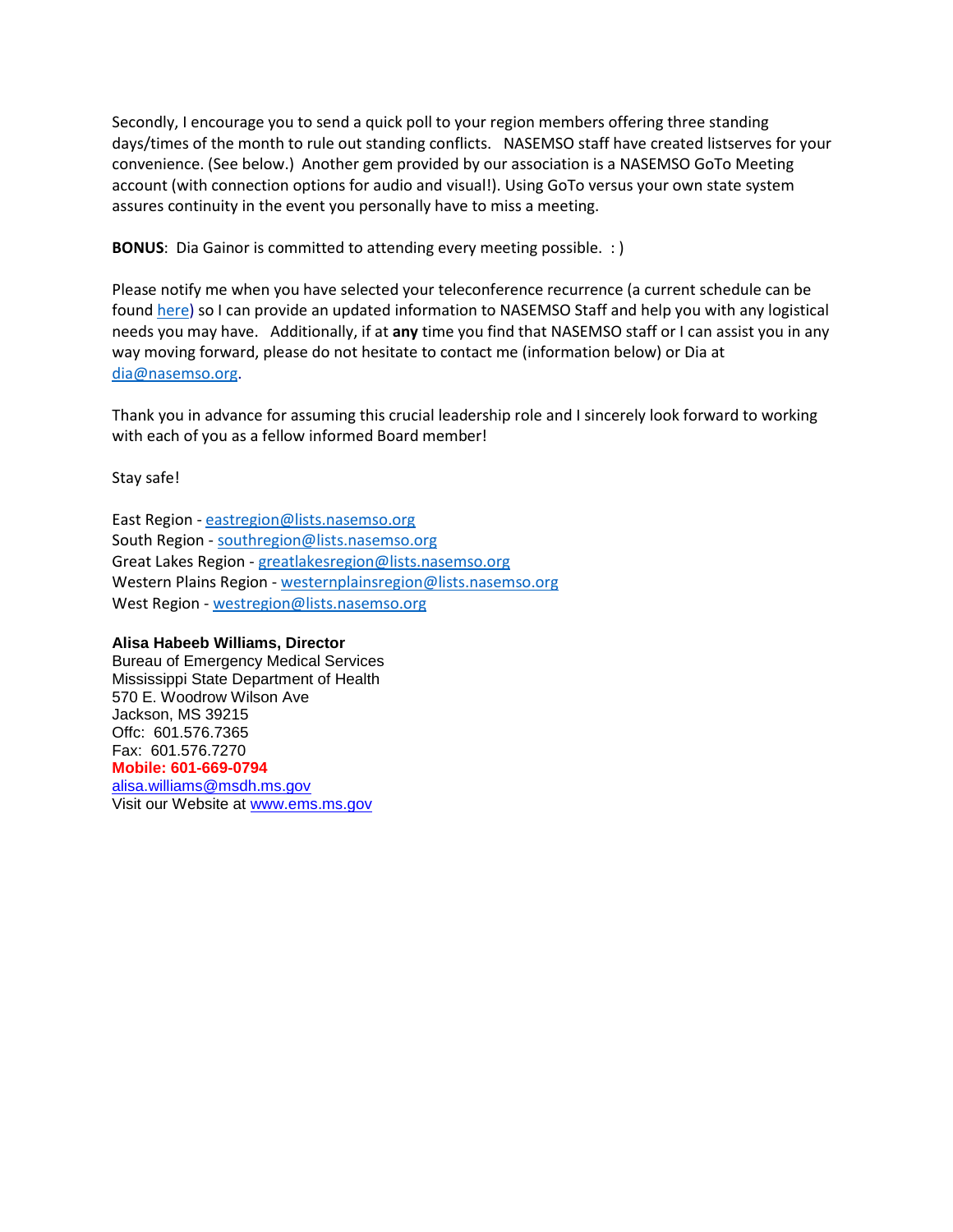Secondly, I encourage you to send a quick poll to your region members offering three standing days/times of the month to rule out standing conflicts. NASEMSO staff have created listserves for your convenience. (See below.) Another gem provided by our association is a NASEMSO GoTo Meeting account (with connection options for audio and visual!). Using GoTo versus your own state system assures continuity in the event you personally have to miss a meeting.

**BONUS**: Dia Gainor is committed to attending every meeting possible. : )

Please notify me when you have selected your teleconference recurrence (a current schedule can be found here) so I can provide an updated information to NASEMSO Staff and help you with any logistical needs you may have. Additionally, if at **any** time you find that NASEMSO staff or I can assist you in any way moving forward, please do not hesitate to contact me (information below) or Dia at dia@nasemso.org.

Thank you in advance for assuming this crucial leadership role and I sincerely look forward to working with each of you as a fellow informed Board member!

Stay safe!

East Region - eastregion@lists.nasemso.org
South Region - southregion@lists.nasemso.org
Great Lakes Region - greatlakesregion@lists.nasemso.org
Western Plains Region - westernplainsregion@lists.nasemso.org
West Region - westregion@lists.nasemso.org

**Alisa Habeeb Williams, Director**
Bureau of Emergency Medical Services
Mississippi State Department of Health
570 E. Woodrow Wilson Ave
Jackson, MS 39215
Offc: 601.576.7365
Fax: 601.576.7270
**Mobile: 601-669-0794**
alisa.williams@msdh.ms.gov
Visit our Website at www.ems.ms.gov